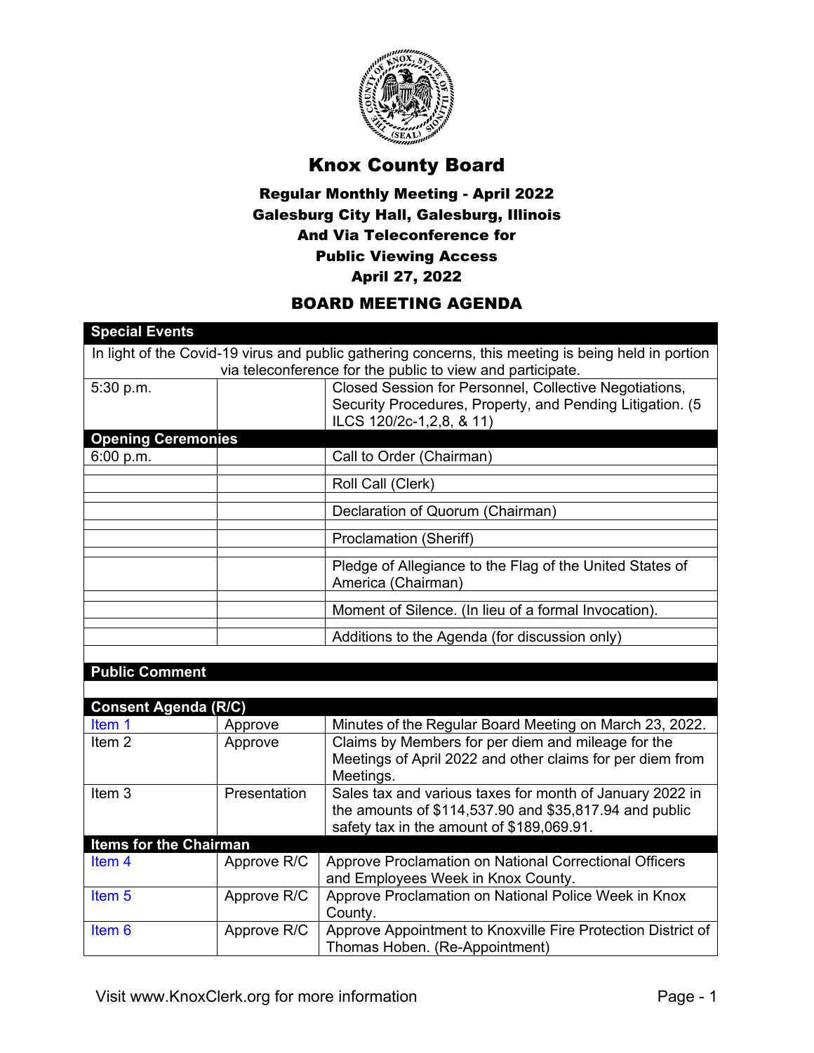# Knox County Board

## Regular Monthly Meeting - April 2022
## Galesburg City Hall, Galesburg, Illinois
## And Via Teleconference for
## Public Viewing Access
## April 27, 2022

## BOARD MEETING AGENDA

| | | |
|---|---|---|
| **Special Events** | | |
| In light of the Covid-19 virus and public gathering concerns, this meeting is being held in portion via teleconference for the public to view and participate. | | |
| 5:30 p.m. | | Closed Session for Personnel, Collective Negotiations, Security Procedures, Property, and Pending Litigation. (5 ILCS 120/2c-1,2,8, & 11) |
| **Opening Ceremonies** | | |
| 6:00 p.m. | | Call to Order (Chairman) |
| | | Roll Call (Clerk) |
| | | Declaration of Quorum (Chairman) |
| | | Proclamation (Sheriff) |
| | | Pledge of Allegiance to the Flag of the United States of America (Chairman) |
| | | Moment of Silence. (In lieu of a formal Invocation). |
| | | Additions to the Agenda (for discussion only) |
| **Public Comment** | | |
| **Consent Agenda (R/C)** | | |
| Item 1 | Approve | Minutes of the Regular Board Meeting on March 23, 2022. |
| Item 2 | Approve | Claims by Members for per diem and mileage for the Meetings of April 2022 and other claims for per diem from Meetings. |
| Item 3 | Presentation | Sales tax and various taxes for month of January 2022 in the amounts of $114,537.90 and $35,817.94 and public safety tax in the amount of $189,069.91. |
| **Items for the Chairman** | | |
| Item 4 | Approve R/C | Approve Proclamation on National Correctional Officers and Employees Week in Knox County. |
| Item 5 | Approve R/C | Approve Proclamation on National Police Week in Knox County. |
| Item 6 | Approve R/C | Approve Appointment to Knoxville Fire Protection District of Thomas Hoben. (Re-Appointment) |

Visit www.KnoxClerk.org for more information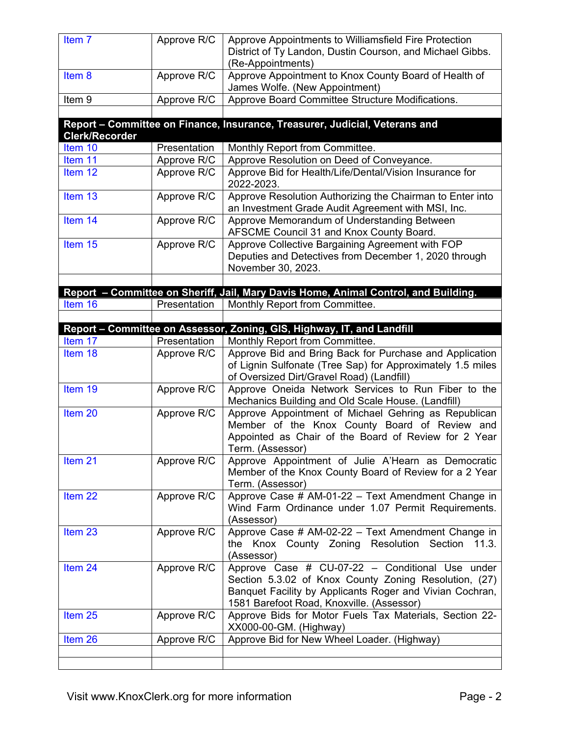| | | |
|---|---|---|
| Item 7 | Approve R/C | Approve Appointments to Williamsfield Fire Protection District of Ty Landon, Dustin Courson, and Michael Gibbs. (Re-Appointments) |
| Item 8 | Approve R/C | Approve Appointment to Knox County Board of Health of James Wolfe. (New Appointment) |
| Item 9 | Approve R/C | Approve Board Committee Structure Modifications. |
| | | |
| **Report – Committee on Finance, Insurance, Treasurer, Judicial, Veterans and Clerk/Recorder** | | |
| Item 10 | Presentation | Monthly Report from Committee. |
| Item 11 | Approve R/C | Approve Resolution on Deed of Conveyance. |
| Item 12 | Approve R/C | Approve Bid for Health/Life/Dental/Vision Insurance for 2022-2023. |
| Item 13 | Approve R/C | Approve Resolution Authorizing the Chairman to Enter into an Investment Grade Audit Agreement with MSI, Inc. |
| Item 14 | Approve R/C | Approve Memorandum of Understanding Between AFSCME Council 31 and Knox County Board. |
| Item 15 | Approve R/C | Approve Collective Bargaining Agreement with FOP Deputies and Detectives from December 1, 2020 through November 30, 2023. |
| | | |
| **Report – Committee on Sheriff, Jail, Mary Davis Home, Animal Control, and Building.** | | |
| Item 16 | Presentation | Monthly Report from Committee. |
| | | |
| **Report – Committee on Assessor, Zoning, GIS, Highway, IT, and Landfill** | | |
| Item 17 | Presentation | Monthly Report from Committee. |
| Item 18 | Approve R/C | Approve Bid and Bring Back for Purchase and Application of Lignin Sulfonate (Tree Sap) for Approximately 1.5 miles of Oversized Dirt/Gravel Road) (Landfill) |
| Item 19 | Approve R/C | Approve Oneida Network Services to Run Fiber to the Mechanics Building and Old Scale House. (Landfill) |
| Item 20 | Approve R/C | Approve Appointment of Michael Gehring as Republican Member of the Knox County Board of Review and Appointed as Chair of the Board of Review for 2 Year Term. (Assessor) |
| Item 21 | Approve R/C | Approve Appointment of Julie A'Hearn as Democratic Member of the Knox County Board of Review for a 2 Year Term. (Assessor) |
| Item 22 | Approve R/C | Approve Case # AM-01-22 – Text Amendment Change in Wind Farm Ordinance under 1.07 Permit Requirements. (Assessor) |
| Item 23 | Approve R/C | Approve Case # AM-02-22 – Text Amendment Change in the Knox County Zoning Resolution Section 11.3. (Assessor) |
| Item 24 | Approve R/C | Approve Case # CU-07-22 – Conditional Use under Section 5.3.02 of Knox County Zoning Resolution, (27) Banquet Facility by Applicants Roger and Vivian Cochran, 1581 Barefoot Road, Knoxville. (Assessor) |
| Item 25 | Approve R/C | Approve Bids for Motor Fuels Tax Materials, Section 22-XX000-00-GM. (Highway) |
| Item 26 | Approve R/C | Approve Bid for New Wheel Loader. (Highway) |
| | | |
| | | |

Visit www.KnoxClerk.org for more information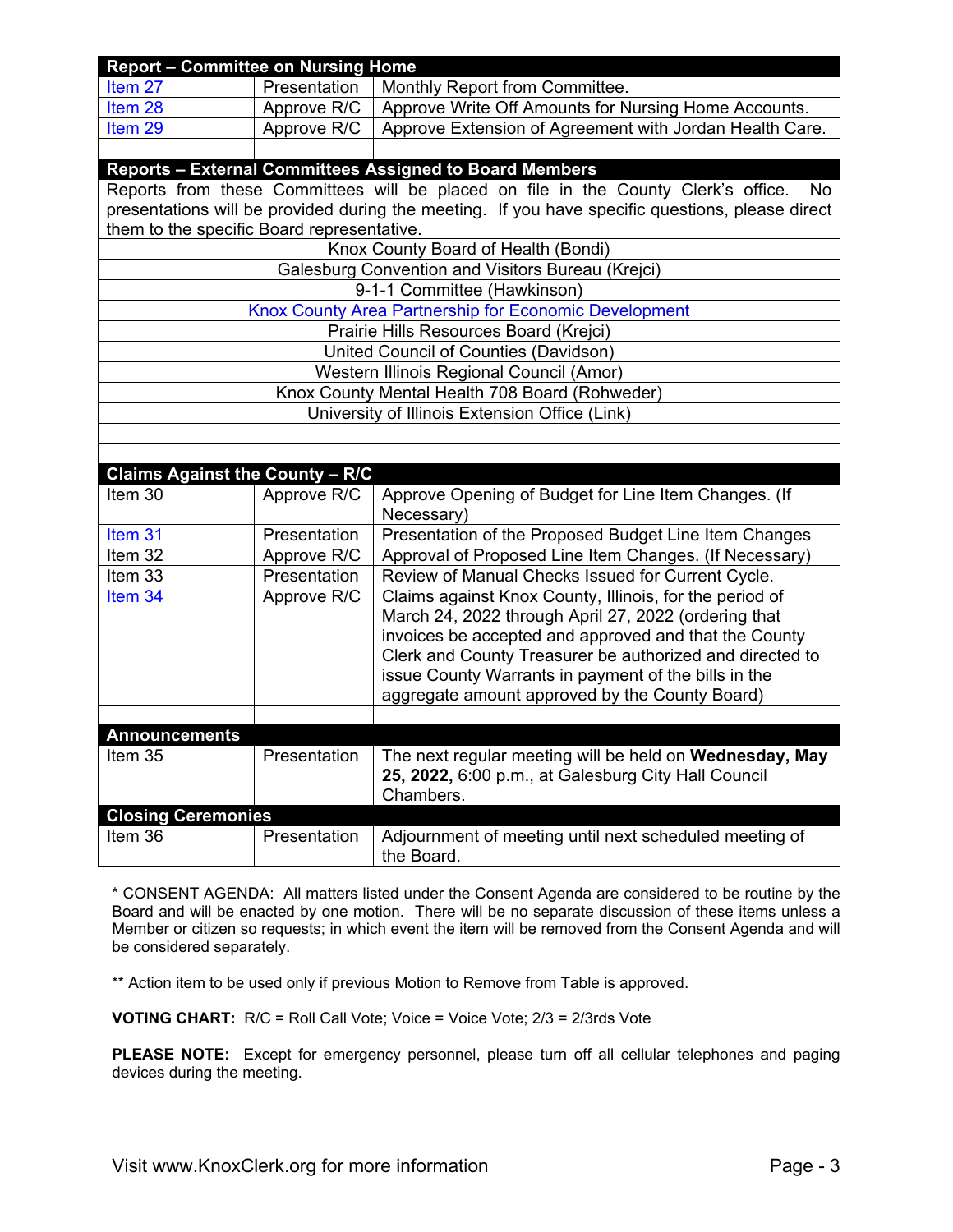| | | |
|---|---|---|
| **Report – Committee on Nursing Home** | | |
| Item 27 | Presentation | Monthly Report from Committee. |
| Item 28 | Approve R/C | Approve Write Off Amounts for Nursing Home Accounts. |
| Item 29 | Approve R/C | Approve Extension of Agreement with Jordan Health Care. |
| | | |
| **Reports – External Committees Assigned to Board Members** | | |
| Reports from these Committees will be placed on file in the County Clerk's office. No presentations will be provided during the meeting. If you have specific questions, please direct them to the specific Board representative. | | |
| Knox County Board of Health (Bondi) | | |
| Galesburg Convention and Visitors Bureau (Krejci) | | |
| 9-1-1 Committee (Hawkinson) | | |
| Knox County Area Partnership for Economic Development | | |
| Prairie Hills Resources Board (Krejci) | | |
| United Council of Counties (Davidson) | | |
| Western Illinois Regional Council (Amor) | | |
| Knox County Mental Health 708 Board (Rohweder) | | |
| University of Illinois Extension Office (Link) | | |
| | | |
| | | |
| **Claims Against the County – R/C** | | |
| Item 30 | Approve R/C | Approve Opening of Budget for Line Item Changes. (If Necessary) |
| Item 31 | Presentation | Presentation of the Proposed Budget Line Item Changes |
| Item 32 | Approve R/C | Approval of Proposed Line Item Changes. (If Necessary) |
| Item 33 | Presentation | Review of Manual Checks Issued for Current Cycle. |
| Item 34 | Approve R/C | Claims against Knox County, Illinois, for the period of March 24, 2022 through April 27, 2022 (ordering that invoices be accepted and approved and that the County Clerk and County Treasurer be authorized and directed to issue County Warrants in payment of the bills in the aggregate amount approved by the County Board) |
| | | |
| **Announcements** | | |
| Item 35 | Presentation | The next regular meeting will be held on **Wednesday, May 25, 2022,** 6:00 p.m., at Galesburg City Hall Council Chambers. |
| **Closing Ceremonies** | | |
| Item 36 | Presentation | Adjournment of meeting until next scheduled meeting of the Board. |

* CONSENT AGENDA: All matters listed under the Consent Agenda are considered to be routine by the Board and will be enacted by one motion. There will be no separate discussion of these items unless a Member or citizen so requests; in which event the item will be removed from the Consent Agenda and will be considered separately.

** Action item to be used only if previous Motion to Remove from Table is approved.

**VOTING CHART:** R/C = Roll Call Vote; Voice = Voice Vote; 2/3 = 2/3rds Vote

**PLEASE NOTE:** Except for emergency personnel, please turn off all cellular telephones and paging devices during the meeting.

Visit www.KnoxClerk.org for more information